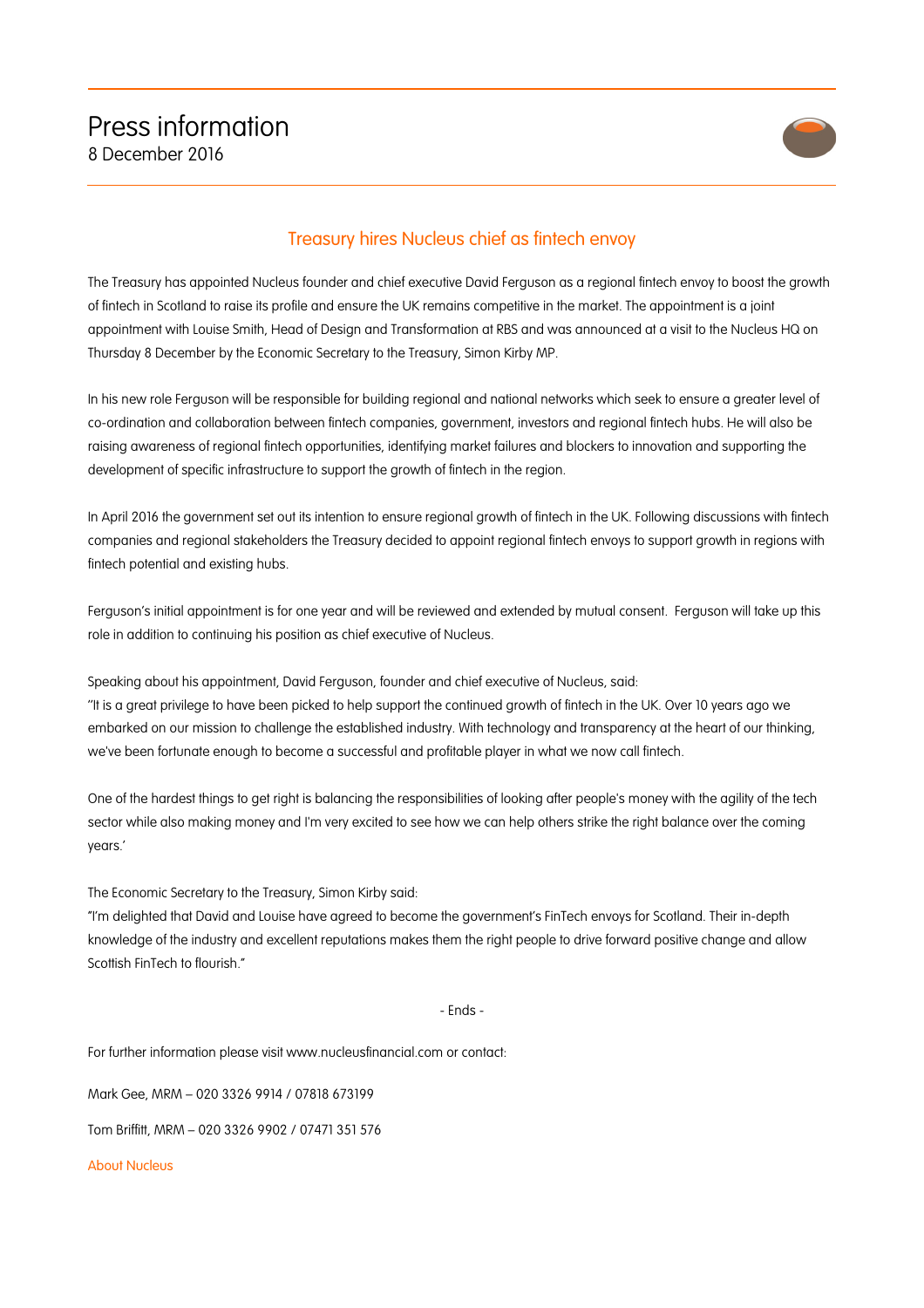# Press information

8 December 2016

## Treasury hires Nucleus chief as fintech envoy

The Treasury has appointed Nucleus founder and chief executive David Ferguson as a regional fintech envoy to boost the growth of fintech in Scotland to raise its profile and ensure the UK remains competitive in the market. The appointment is a joint appointment with Louise Smith, Head of Design and Transformation at RBS and was announced at a visit to the Nucleus HQ on Thursday 8 December by the Economic Secretary to the Treasury, Simon Kirby MP.

In his new role Ferguson will be responsible for building regional and national networks which seek to ensure a greater level of co-ordination and collaboration between fintech companies, government, investors and regional fintech hubs. He will also be raising awareness of regional fintech opportunities, identifying market failures and blockers to innovation and supporting the development of specific infrastructure to support the growth of fintech in the region.

In April 2016 the government set out its intention to ensure regional growth of fintech in the UK. Following discussions with fintech companies and regional stakeholders the Treasury decided to appoint regional fintech envoys to support growth in regions with fintech potential and existing hubs.

Ferguson's initial appointment is for one year and will be reviewed and extended by mutual consent. Ferguson will take up this role in addition to continuing his position as chief executive of Nucleus.

Speaking about his appointment, David Ferguson, founder and chief executive of Nucleus, said:
"It is a great privilege to have been picked to help support the continued growth of fintech in the UK. Over 10 years ago we embarked on our mission to challenge the established industry. With technology and transparency at the heart of our thinking, we've been fortunate enough to become a successful and profitable player in what we now call fintech.

One of the hardest things to get right is balancing the responsibilities of looking after people's money with the agility of the tech sector while also making money and I'm very excited to see how we can help others strike the right balance over the coming years.'

The Economic Secretary to the Treasury, Simon Kirby said:
"I'm delighted that David and Louise have agreed to become the government's FinTech envoys for Scotland. Their in-depth knowledge of the industry and excellent reputations makes them the right people to drive forward positive change and allow Scottish FinTech to flourish."

- Ends -

For further information please visit www.nucleusfinancial.com or contact:

Mark Gee, MRM – 020 3326 9914 / 07818 673199

Tom Briffitt, MRM – 020 3326 9902 / 07471 351 576

About Nucleus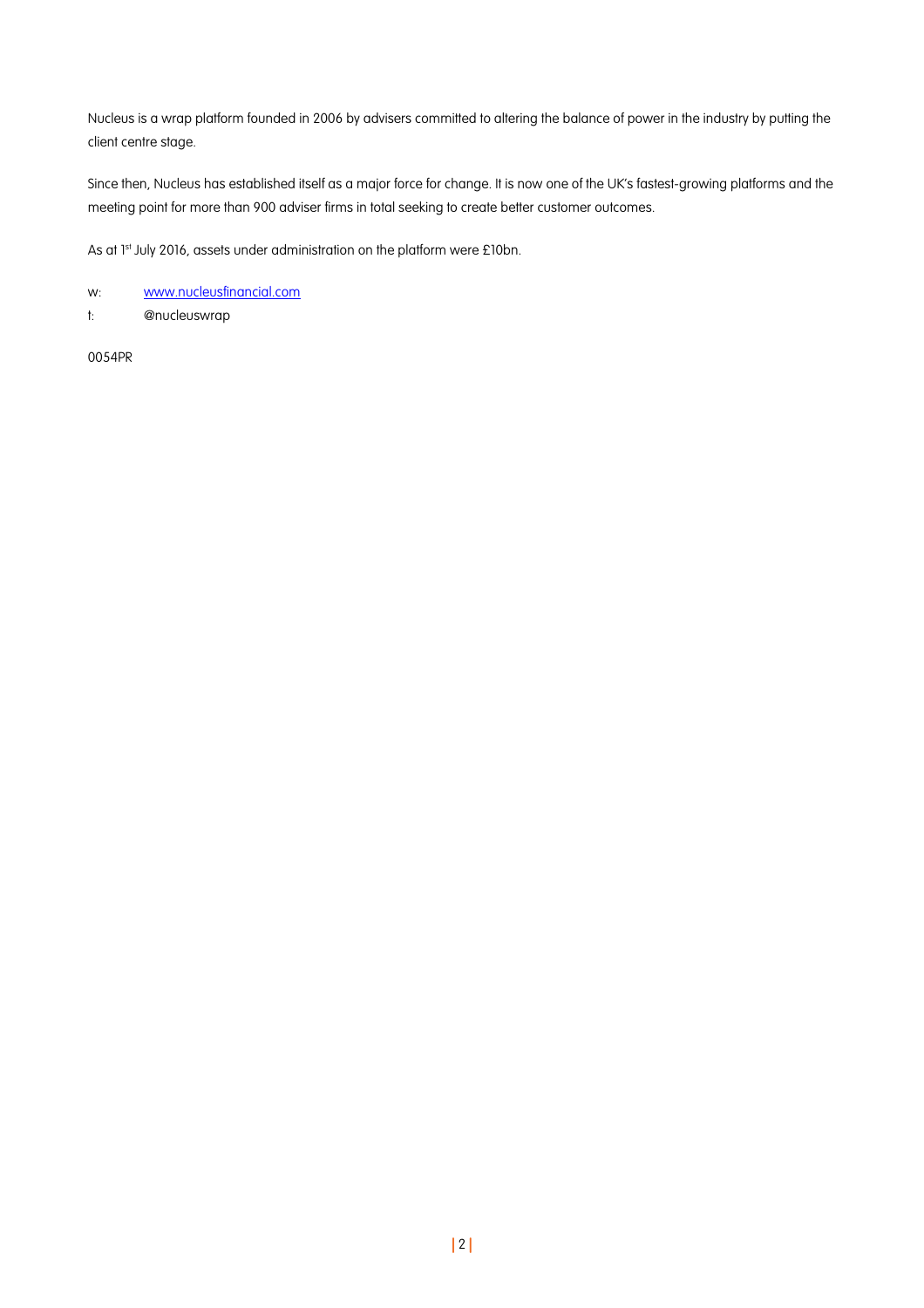Nucleus is a wrap platform founded in 2006 by advisers committed to altering the balance of power in the industry by putting the client centre stage.

Since then, Nucleus has established itself as a major force for change. It is now one of the UK's fastest-growing platforms and the meeting point for more than 900 adviser firms in total seeking to create better customer outcomes.

As at 1st July 2016, assets under administration on the platform were £10bn.

w: www.nucleusfinancial.com

t: @nucleuswrap

0054PR